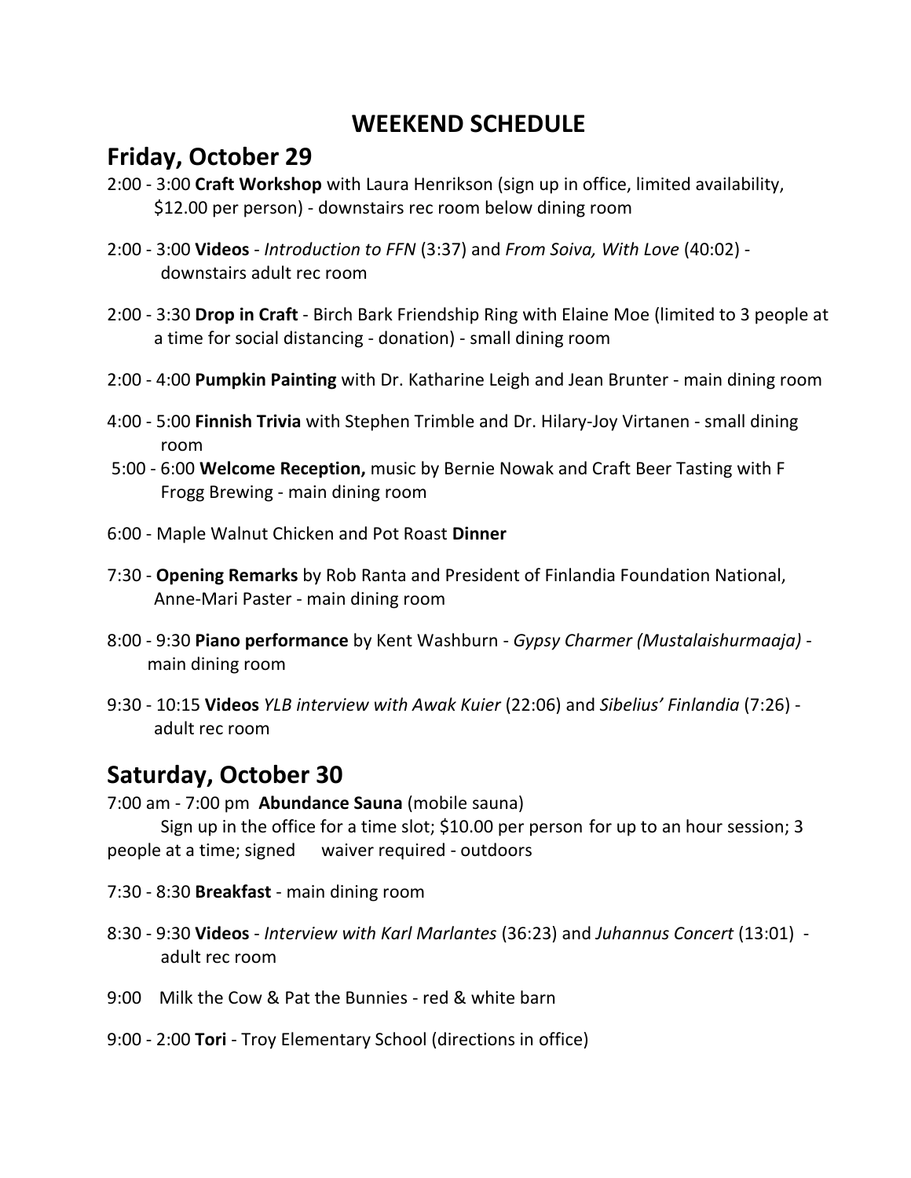# WEEKEND SCHEDULE

## Friday, October 29

2:00 - 3:00 **Craft Workshop** with Laura Henrikson (sign up in office, limited availability, $12.00 per person) - downstairs rec room below dining room

2:00 - 3:00 **Videos** - *Introduction to FFN* (3:37) and *From Soiva, With Love* (40:02) - downstairs adult rec room

2:00 - 3:30 **Drop in Craft** - Birch Bark Friendship Ring with Elaine Moe (limited to 3 people at a time for social distancing - donation) - small dining room

2:00 - 4:00 **Pumpkin Painting** with Dr. Katharine Leigh and Jean Brunter - main dining room

4:00 - 5:00 **Finnish Trivia** with Stephen Trimble and Dr. Hilary-Joy Virtanen - small dining room

5:00 - 6:00 **Welcome Reception,** music by Bernie Nowak and Craft Beer Tasting with F Frogg Brewing - main dining room

6:00 - Maple Walnut Chicken and Pot Roast **Dinner**

7:30 - **Opening Remarks** by Rob Ranta and President of Finlandia Foundation National, Anne-Mari Paster - main dining room

8:00 - 9:30 **Piano performance** by Kent Washburn - *Gypsy Charmer (Mustalaishurmaaja)* - main dining room

9:30 - 10:15 **Videos** *YLB interview with Awak Kuier* (22:06) and *Sibelius' Finlandia* (7:26) - adult rec room

## Saturday, October 30

7:00 am - 7:00 pm **Abundance Sauna** (mobile sauna)
Sign up in the office for a time slot; $10.00 per person for up to an hour session; 3 people at a time; signed waiver required - outdoors

7:30 - 8:30 **Breakfast** - main dining room

8:30 - 9:30 **Videos** - *Interview with Karl Marlantes* (36:23) and *Juhannus Concert* (13:01) - adult rec room

9:00 Milk the Cow & Pat the Bunnies - red & white barn

9:00 - 2:00 **Tori** - Troy Elementary School (directions in office)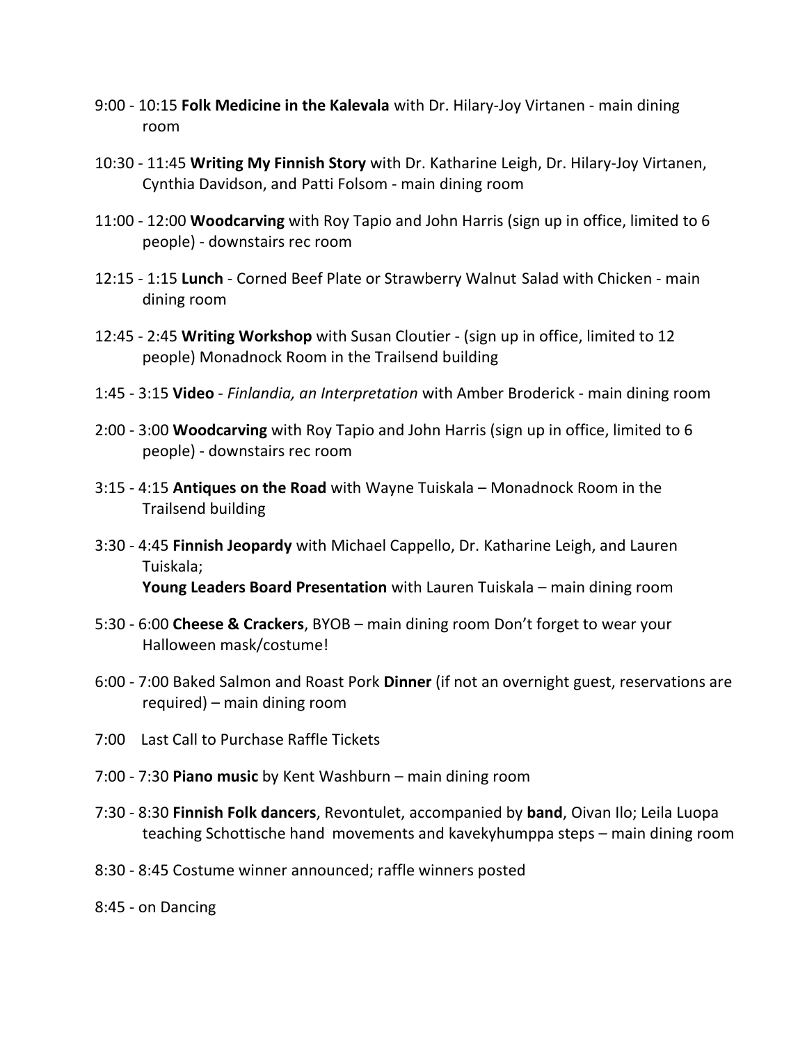- 9:00 - 10:15 **Folk Medicine in the Kalevala** with Dr. Hilary-Joy Virtanen - main dining room

- 10:30 - 11:45 **Writing My Finnish Story** with Dr. Katharine Leigh, Dr. Hilary-Joy Virtanen, Cynthia Davidson, and Patti Folsom - main dining room

- 11:00 - 12:00 **Woodcarving** with Roy Tapio and John Harris (sign up in office, limited to 6 people) - downstairs rec room

- 12:15 - 1:15 **Lunch** - Corned Beef Plate or Strawberry Walnut Salad with Chicken - main dining room

- 12:45 - 2:45 **Writing Workshop** with Susan Cloutier - (sign up in office, limited to 12 people) Monadnock Room in the Trailsend building

- 1:45 - 3:15 **Video** - *Finlandia, an Interpretation* with Amber Broderick - main dining room

- 2:00 - 3:00 **Woodcarving** with Roy Tapio and John Harris (sign up in office, limited to 6 people) - downstairs rec room

- 3:15 - 4:15 **Antiques on the Road** with Wayne Tuiskala – Monadnock Room in the Trailsend building

- 3:30 - 4:45 **Finnish Jeopardy** with Michael Cappello, Dr. Katharine Leigh, and Lauren Tuiskala;
  **Young Leaders Board Presentation** with Lauren Tuiskala – main dining room

- 5:30 - 6:00 **Cheese & Crackers**, BYOB – main dining room Don't forget to wear your Halloween mask/costume!

- 6:00 - 7:00 Baked Salmon and Roast Pork **Dinner** (if not an overnight guest, reservations are required) – main dining room

- 7:00 Last Call to Purchase Raffle Tickets

- 7:00 - 7:30 **Piano music** by Kent Washburn – main dining room

- 7:30 - 8:30 **Finnish Folk dancers**, Revontulet, accompanied by **band**, Oivan Ilo; Leila Luopa teaching Schottische hand movements and kavekyhumppa steps – main dining room

- 8:30 - 8:45 Costume winner announced; raffle winners posted

- 8:45 - on Dancing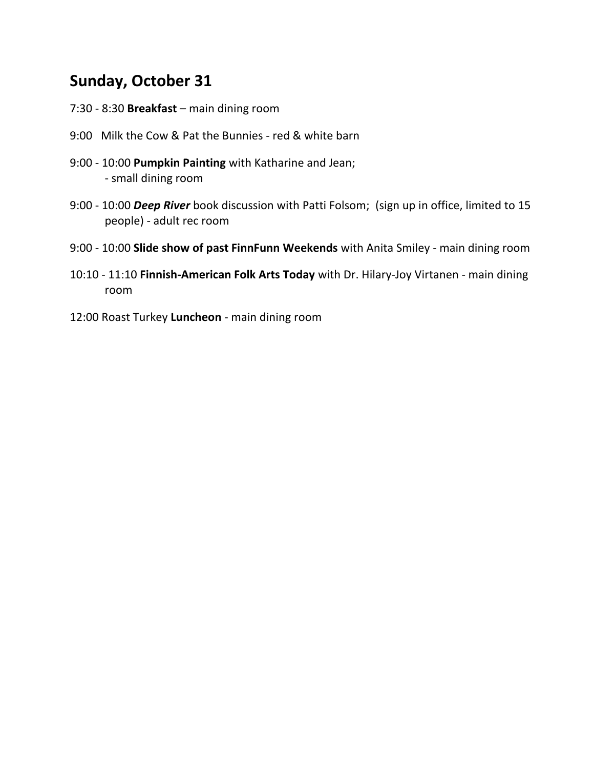## Sunday, October 31

7:30 - 8:30 **Breakfast** – main dining room

9:00 Milk the Cow & Pat the Bunnies - red & white barn

9:00 - 10:00 **Pumpkin Painting** with Katharine and Jean;
- small dining room

9:00 - 10:00 ***Deep River*** book discussion with Patti Folsom; (sign up in office, limited to 15 people) - adult rec room

9:00 - 10:00 **Slide show of past FinnFunn Weekends** with Anita Smiley - main dining room

10:10 - 11:10 **Finnish-American Folk Arts Today** with Dr. Hilary-Joy Virtanen - main dining room

12:00 Roast Turkey **Luncheon** - main dining room